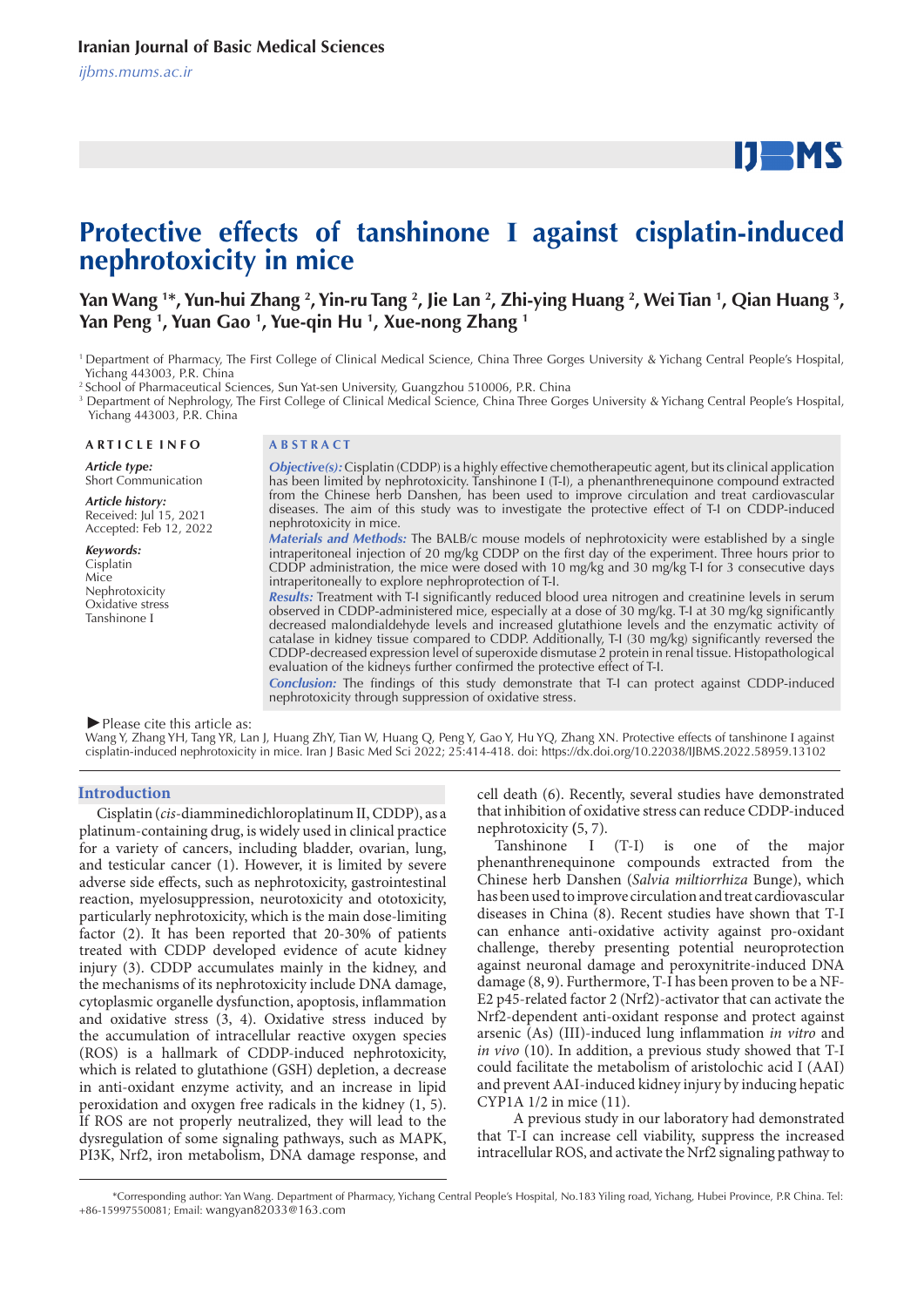# Protective effects of tanshinone I against cisplatin-induced nephrotoxicity in mice

**Yan Wang [1]\*, Yun-hui Zhang [2], Yin-ru Tang [2], Jie Lan [2], Zhi-ying Huang [2], Wei Tian [1], Qian Huang [3], Yan Peng [1], Yuan Gao [1], Yue-qin Hu [1], Xue-nong Zhang [1]**

[1] Department of Pharmacy, The First College of Clinical Medical Science, China Three Gorges University & Yichang Central People's Hospital, Yichang 443003, P.R. China

[2] School of Pharmaceutical Sciences, Sun Yat-sen University, Guangzhou 510006, P.R. China

[3] Department of Nephrology, The First College of Clinical Medical Science, China Three Gorges University & Yichang Central People's Hospital, Yichang 443003, P.R. China

## ARTICLE INFO

***Article type:***
Short Communication

***Article history:***
Received: Jul 15, 2021
Accepted: Feb 12, 2022

***Keywords:***
Cisplatin
Mice
Nephrotoxicity
Oxidative stress
Tanshinone I

## ABSTRACT

***Objective(s):*** Cisplatin (CDDP) is a highly effective chemotherapeutic agent, but its clinical application has been limited by nephrotoxicity. Tanshinone I (T-I), a phenanthrenequinone compound extracted from the Chinese herb Danshen, has been used to improve circulation and treat cardiovascular diseases. The aim of this study was to investigate the protective effect of T-I on CDDP-induced nephrotoxicity in mice.

***Materials and Methods:*** The BALB/c mouse models of nephrotoxicity were established by a single intraperitoneal injection of 20 mg/kg CDDP on the first day of the experiment. Three hours prior to CDDP administration, the mice were dosed with 10 mg/kg and 30 mg/kg T-I for 3 consecutive days intraperitoneally to explore nephroprotection of T-I.

***Results:*** Treatment with T-I significantly reduced blood urea nitrogen and creatinine levels in serum observed in CDDP-administered mice, especially at a dose of 30 mg/kg. T-I at 30 mg/kg significantly decreased malondialdehyde levels and increased glutathione levels and the enzymatic activity of catalase in kidney tissue compared to CDDP. Additionally, T-I (30 mg/kg) significantly reversed the CDDP-decreased expression level of superoxide dismutase 2 protein in renal tissue. Histopathological evaluation of the kidneys further confirmed the protective effect of T-I.

***Conclusion:*** The findings of this study demonstrate that T-I can protect against CDDP-induced nephrotoxicity through suppression of oxidative stress.

►Please cite this article as:
Wang Y, Zhang YH, Tang YR, Lan J, Huang ZhY, Tian W, Huang Q, Peng Y, Gao Y, Hu YQ, Zhang XN. Protective effects of tanshinone I against cisplatin-induced nephrotoxicity in mice. Iran J Basic Med Sci 2022; 25:414-418. doi: https://dx.doi.org/10.22038/IJBMS.2022.58959.13102

## Introduction

Cisplatin (*cis*-diamminedichloroplatinum II, CDDP), as a platinum-containing drug, is widely used in clinical practice for a variety of cancers, including bladder, ovarian, lung, and testicular cancer (1). However, it is limited by severe adverse side effects, such as nephrotoxicity, gastrointestinal reaction, myelosuppression, neurotoxicity and ototoxicity, particularly nephrotoxicity, which is the main dose-limiting factor (2). It has been reported that 20-30% of patients treated with CDDP developed evidence of acute kidney injury (3). CDDP accumulates mainly in the kidney, and the mechanisms of its nephrotoxicity include DNA damage, cytoplasmic organelle dysfunction, apoptosis, inflammation and oxidative stress (3, 4). Oxidative stress induced by the accumulation of intracellular reactive oxygen species (ROS) is a hallmark of CDDP-induced nephrotoxicity, which is related to glutathione (GSH) depletion, a decrease in anti-oxidant enzyme activity, and an increase in lipid peroxidation and oxygen free radicals in the kidney (1, 5). If ROS are not properly neutralized, they will lead to the dysregulation of some signaling pathways, such as MAPK, PI3K, Nrf2, iron metabolism, DNA damage response, and cell death (6). Recently, several studies have demonstrated that inhibition of oxidative stress can reduce CDDP-induced nephrotoxicity (5, 7).

Tanshinone I (T-I) is one of the major phenanthrenequinone compounds extracted from the Chinese herb Danshen (*Salvia miltiorrhiza* Bunge), which has been used to improve circulation and treat cardiovascular diseases in China (8). Recent studies have shown that T-I can enhance anti-oxidative activity against pro-oxidant challenge, thereby presenting potential neuroprotection against neuronal damage and peroxynitrite-induced DNA damage (8, 9). Furthermore, T-I has been proven to be a NF-E2 p45-related factor 2 (Nrf2)-activator that can activate the Nrf2-dependent anti-oxidant response and protect against arsenic (As) (III)-induced lung inflammation *in vitro* and *in vivo* (10). In addition, a previous study showed that T-I could facilitate the metabolism of aristolochic acid I (AAI) and prevent AAI-induced kidney injury by inducing hepatic CYP1A 1/2 in mice (11).

A previous study in our laboratory had demonstrated that T-I can increase cell viability, suppress the increased intracellular ROS, and activate the Nrf2 signaling pathway to

\*Corresponding author: Yan Wang. Department of Pharmacy, Yichang Central People's Hospital, No.183 Yiling road, Yichang, Hubei Province, P.R China. Tel: +86-15997550081; Email: wangyan82033@163.com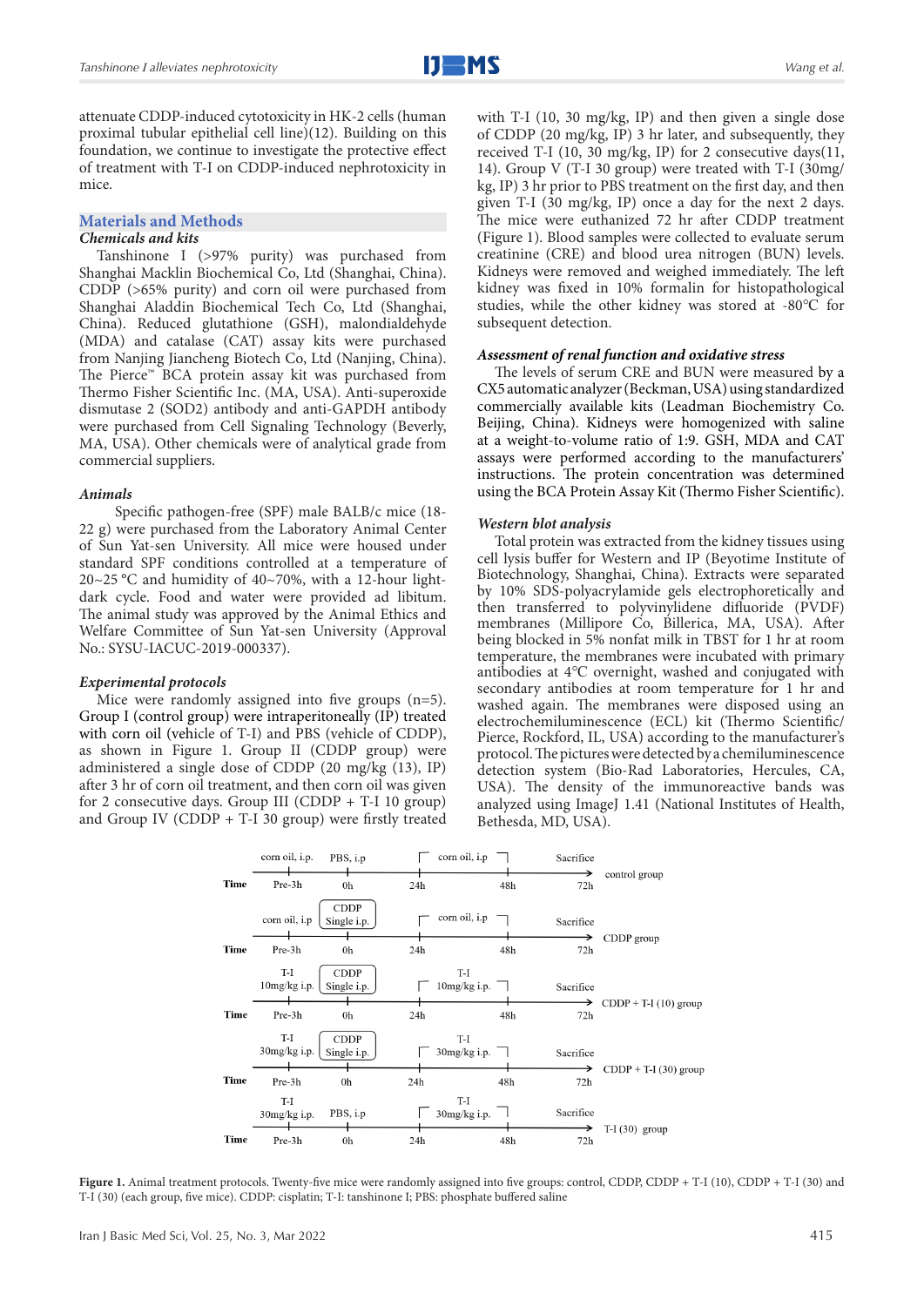attenuate CDDP-induced cytotoxicity in HK-2 cells (human proximal tubular epithelial cell line)(12). Building on this foundation, we continue to investigate the protective effect of treatment with T-I on CDDP-induced nephrotoxicity in mice.

## Materials and Methods

### *Chemicals and kits*

Tanshinone I (>97% purity) was purchased from Shanghai Macklin Biochemical Co, Ltd (Shanghai, China). CDDP (>65% purity) and corn oil were purchased from Shanghai Aladdin Biochemical Tech Co, Ltd (Shanghai, China). Reduced glutathione (GSH), malondialdehyde (MDA) and catalase (CAT) assay kits were purchased from Nanjing Jiancheng Biotech Co, Ltd (Nanjing, China). The Pierce™ BCA protein assay kit was purchased from Thermo Fisher Scientific Inc. (MA, USA). Anti-superoxide dismutase 2 (SOD2) antibody and anti-GAPDH antibody were purchased from Cell Signaling Technology (Beverly, MA, USA). Other chemicals were of analytical grade from commercial suppliers.

### *Animals*

Specific pathogen-free (SPF) male BALB/c mice (18-22 g) were purchased from the Laboratory Animal Center of Sun Yat-sen University. All mice were housed under standard SPF conditions controlled at a temperature of 20~25 °C and humidity of 40~70%, with a 12-hour light-dark cycle. Food and water were provided ad libitum. The animal study was approved by the Animal Ethics and Welfare Committee of Sun Yat-sen University (Approval No.: SYSU-IACUC-2019-000337).

### *Experimental protocols*

Mice were randomly assigned into five groups (n=5). Group I (control group) were intraperitoneally (IP) treated with corn oil (vehicle of T-I) and PBS (vehicle of CDDP), as shown in Figure 1. Group II (CDDP group) were administered a single dose of CDDP (20 mg/kg (13), IP) after 3 hr of corn oil treatment, and then corn oil was given for 2 consecutive days. Group III (CDDP + T-I 10 group) and Group IV (CDDP + T-I 30 group) were firstly treated with T-I (10, 30 mg/kg, IP) and then given a single dose of CDDP (20 mg/kg, IP) 3 hr later, and subsequently, they received T-I (10, 30 mg/kg, IP) for 2 consecutive days(11, 14). Group V (T-I 30 group) were treated with T-I (30mg/kg, IP) 3 hr prior to PBS treatment on the first day, and then given T-I (30 mg/kg, IP) once a day for the next 2 days. The mice were euthanized 72 hr after CDDP treatment (Figure 1). Blood samples were collected to evaluate serum creatinine (CRE) and blood urea nitrogen (BUN) levels. Kidneys were removed and weighed immediately. The left kidney was fixed in 10% formalin for histopathological studies, while the other kidney was stored at -80°C for subsequent detection.

### *Assessment of renal function and oxidative stress*

The levels of serum CRE and BUN were measured by a CX5 automatic analyzer (Beckman, USA) using standardized commercially available kits (Leadman Biochemistry Co. Beijing, China). Kidneys were homogenized with saline at a weight-to-volume ratio of 1:9. GSH, MDA and CAT assays were performed according to the manufacturers' instructions. The protein concentration was determined using the BCA Protein Assay Kit (Thermo Fisher Scientific).

### *Western blot analysis*

Total protein was extracted from the kidney tissues using cell lysis buffer for Western and IP (Beyotime Institute of Biotechnology, Shanghai, China). Extracts were separated by 10% SDS-polyacrylamide gels electrophoretically and then transferred to polyvinylidene difluoride (PVDF) membranes (Millipore Co, Billerica, MA, USA). After being blocked in 5% nonfat milk in TBST for 1 hr at room temperature, the membranes were incubated with primary antibodies at 4°C overnight, washed and conjugated with secondary antibodies at room temperature for 1 hr and washed again. The membranes were disposed using an electrochemiluminescence (ECL) kit (Thermo Scientific/Pierce, Rockford, IL, USA) according to the manufacturer's protocol. The pictures were detected by a chemiluminescence detection system (Bio-Rad Laboratories, Hercules, CA, USA). The density of the immunoreactive bands was analyzed using ImageJ 1.41 (National Institutes of Health, Bethesda, MD, USA).

| Group | Pre-3h | 0h | 24h–48h | 72h |
|---|---|---|---|---|
| control group | corn oil, i.p. | PBS, i.p | corn oil, i.p | Sacrifice |
| CDDP group | corn oil, i.p | CDDP Single i.p. | corn oil, i.p | Sacrifice |
| CDDP + T-I (10) group | T-I 10mg/kg i.p. | CDDP Single i.p. | T-I 10mg/kg i.p. | Sacrifice |
| CDDP + T-I (30) group | T-I 30mg/kg i.p. | CDDP Single i.p. | T-I 30mg/kg i.p. | Sacrifice |
| T-I (30) group | T-I 30mg/kg i.p. | PBS, i.p | T-I 30mg/kg i.p. | Sacrifice |

**Figure 1.** Animal treatment protocols. Twenty-five mice were randomly assigned into five groups: control, CDDP, CDDP + T-I (10), CDDP + T-I (30) and T-I (30) (each group, five mice). CDDP: cisplatin; T-I: tanshinone I; PBS: phosphate buffered saline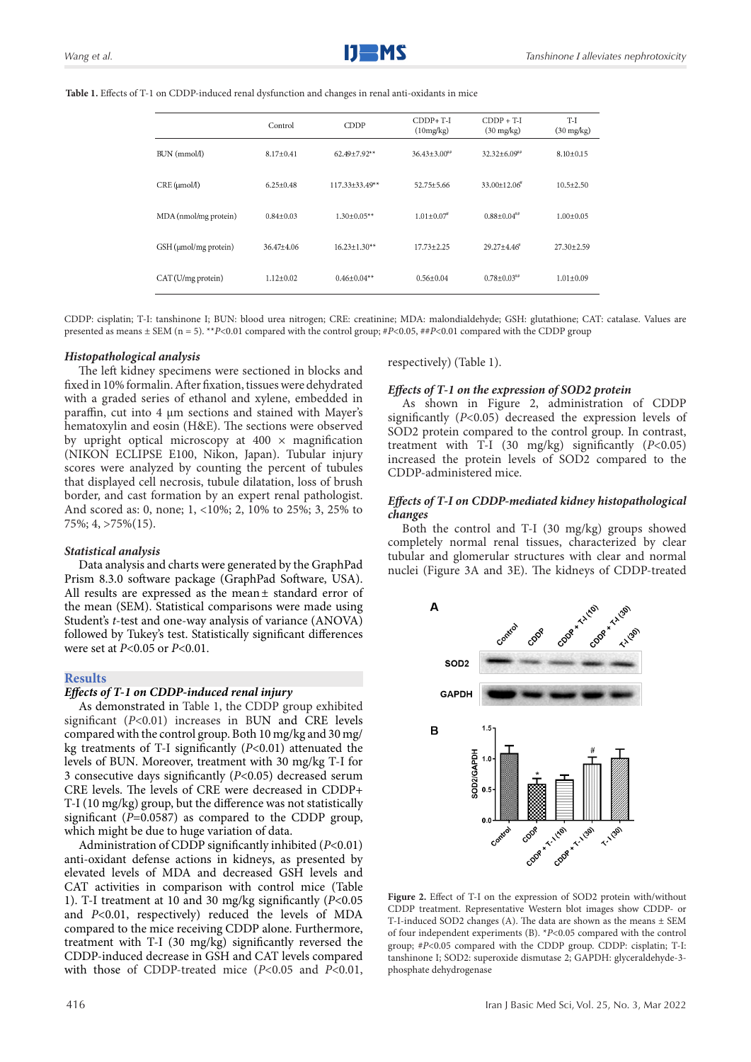**Table 1.** Effects of T-1 on CDDP-induced renal dysfunction and changes in renal anti-oxidants in mice

| | Control | CDDP | CDDP+ T-I (10mg/kg) | CDDP + T-I (30 mg/kg) | T-I (30 mg/kg) |
|---|---|---|---|---|---|
| BUN (mmol/l) | 8.17±0.41 | 62.49±7.92** | 36.43±3.00## | 32.32±6.09## | 8.10±0.15 |
| CRE (μmol/l) | 6.25±0.48 | 117.33±33.49** | 52.75±5.66 | 33.00±12.06# | 10.5±2.50 |
| MDA (nmol/mg protein) | 0.84±0.03 | 1.30±0.05** | 1.01±0.07# | 0.88±0.04## | 1.00±0.05 |
| GSH (μmol/mg protein) | 36.47±4.06 | 16.23±1.30** | 17.73±2.25 | 29.27±4.46# | 27.30±2.59 |
| CAT (U/mg protein) | 1.12±0.02 | 0.46±0.04** | 0.56±0.04 | 0.78±0.03## | 1.01±0.09 |

CDDP: cisplatin; T-I: tanshinone I; BUN: blood urea nitrogen; CRE: creatinine; MDA: malondialdehyde; GSH: glutathione; CAT: catalase. Values are presented as means ± SEM (n = 5). \*\**P*<0.01 compared with the control group; #*P*<0.05, ##*P*<0.01 compared with the CDDP group

### *Histopathological analysis*

The left kidney specimens were sectioned in blocks and fixed in 10% formalin. After fixation, tissues were dehydrated with a graded series of ethanol and xylene, embedded in paraffin, cut into 4 μm sections and stained with Mayer's hematoxylin and eosin (H&E). The sections were observed by upright optical microscopy at 400 × magnification (NIKON ECLIPSE E100, Nikon, Japan). Tubular injury scores were analyzed by counting the percent of tubules that displayed cell necrosis, tubule dilatation, loss of brush border, and cast formation by an expert renal pathologist. And scored as: 0, none; 1, <10%; 2, 10% to 25%; 3, 25% to 75%; 4, >75%(15).

### *Statistical analysis*

Data analysis and charts were generated by the GraphPad Prism 8.3.0 software package (GraphPad Software, USA). All results are expressed as the mean ± standard error of the mean (SEM). Statistical comparisons were made using Student's *t*-test and one-way analysis of variance (ANOVA) followed by Tukey's test. Statistically significant differences were set at *P*<0.05 or *P*<0.01.

## Results

### *Effects of T-1 on CDDP-induced renal injury*

As demonstrated in Table 1, the CDDP group exhibited significant (*P*<0.01) increases in BUN and CRE levels compared with the control group. Both 10 mg/kg and 30 mg/kg treatments of T-I significantly (*P*<0.01) attenuated the levels of BUN. Moreover, treatment with 30 mg/kg T-I for 3 consecutive days significantly (*P*<0.05) decreased serum CRE levels. The levels of CRE were decreased in CDDP+ T-I (10 mg/kg) group, but the difference was not statistically significant (*P*=0.0587) as compared to the CDDP group, which might be due to huge variation of data.

Administration of CDDP significantly inhibited (*P*<0.01) anti-oxidant defense actions in kidneys, as presented by elevated levels of MDA and decreased GSH levels and CAT activities in comparison with control mice (Table 1). T-I treatment at 10 and 30 mg/kg significantly (*P*<0.05 and *P*<0.01, respectively) reduced the levels of MDA compared to the mice receiving CDDP alone. Furthermore, treatment with T-I (30 mg/kg) significantly reversed the CDDP-induced decrease in GSH and CAT levels compared with those of CDDP-treated mice (*P*<0.05 and *P*<0.01, respectively) (Table 1).

### *Effects of T-1 on the expression of SOD2 protein*

As shown in Figure 2, administration of CDDP significantly (*P*<0.05) decreased the expression levels of SOD2 protein compared to the control group. In contrast, treatment with T-I (30 mg/kg) significantly (*P*<0.05) increased the protein levels of SOD2 compared to the CDDP-administered mice.

### *Effects of T-I on CDDP-mediated kidney histopathological changes*

Both the control and T-I (30 mg/kg) groups showed completely normal renal tissues, characterized by clear tubular and glomerular structures with clear and normal nuclei (Figure 3A and 3E). The kidneys of CDDP-treated

**Figure 2.** Effect of T-I on the expression of SOD2 protein with/without CDDP treatment. Representative Western blot images show CDDP- or T-I-induced SOD2 changes (A). The data are shown as the means ± SEM of four independent experiments (B). \**P*<0.05 compared with the control group; #*P*<0.05 compared with the CDDP group. CDDP: cisplatin; T-I: tanshinone I; SOD2: superoxide dismutase 2; GAPDH: glyceraldehyde-3-phosphate dehydrogenase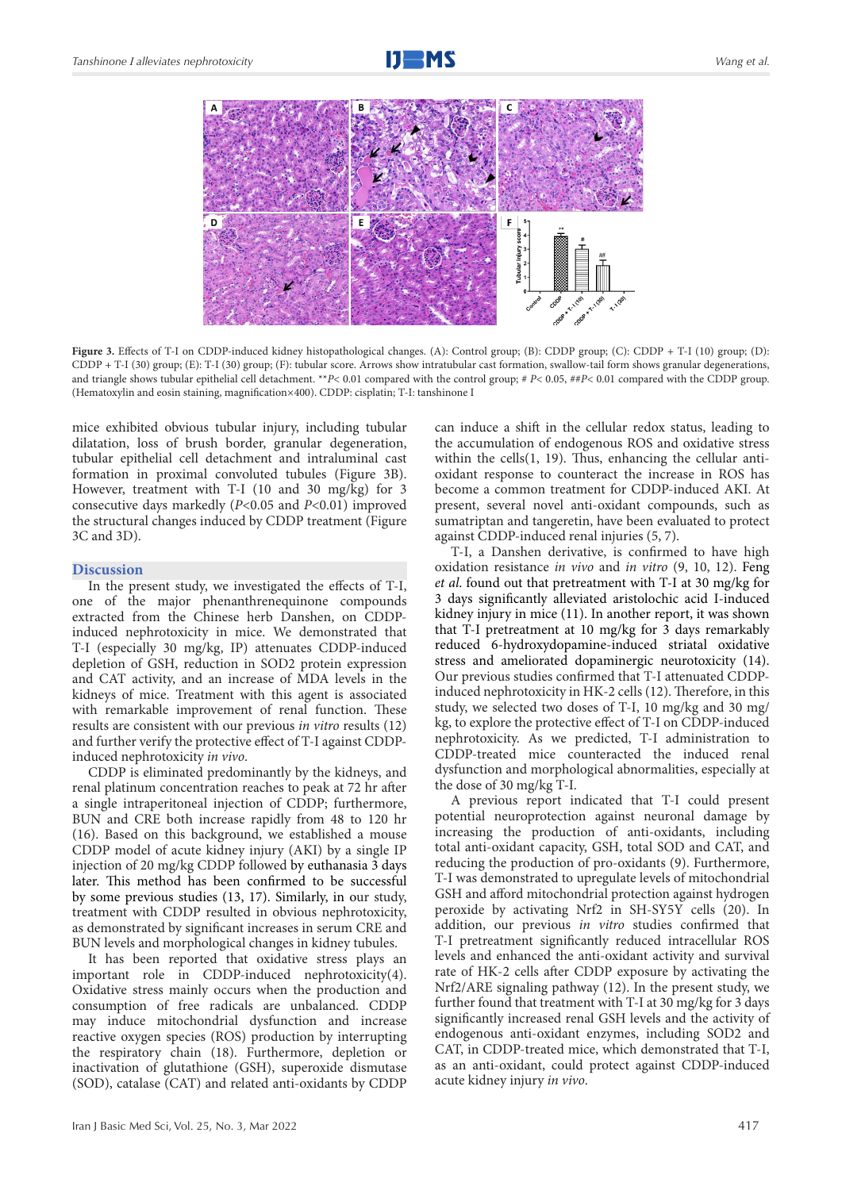**Figure 3.** Effects of T-I on CDDP-induced kidney histopathological changes. (A): Control group; (B): CDDP group; (C): CDDP + T-I (10) group; (D): CDDP + T-I (30) group; (E): T-I (30) group; (F): tubular score. Arrows show intratubular cast formation, swallow-tail form shows granular degenerations, and triangle shows tubular epithelial cell detachment. ** $P$< 0.01 compared with the control group; # $P$< 0.05, ## $P$< 0.01 compared with the CDDP group. (Hematoxylin and eosin staining, magnification×400). CDDP: cisplatin; T-I: tanshinone I

mice exhibited obvious tubular injury, including tubular dilatation, loss of brush border, granular degeneration, tubular epithelial cell detachment and intraluminal cast formation in proximal convoluted tubules (Figure 3B). However, treatment with T-I (10 and 30 mg/kg) for 3 consecutive days markedly ($P$<0.05 and $P$<0.01) improved the structural changes induced by CDDP treatment (Figure 3C and 3D).

## Discussion

In the present study, we investigated the effects of T-I, one of the major phenanthrenequinone compounds extracted from the Chinese herb Danshen, on CDDP-induced nephrotoxicity in mice. We demonstrated that T-I (especially 30 mg/kg, IP) attenuates CDDP-induced depletion of GSH, reduction in SOD2 protein expression and CAT activity, and an increase of MDA levels in the kidneys of mice. Treatment with this agent is associated with remarkable improvement of renal function. These results are consistent with our previous *in vitro* results (12) and further verify the protective effect of T-I against CDDP-induced nephrotoxicity *in vivo*.

CDDP is eliminated predominantly by the kidneys, and renal platinum concentration reaches to peak at 72 hr after a single intraperitoneal injection of CDDP; furthermore, BUN and CRE both increase rapidly from 48 to 120 hr (16). Based on this background, we established a mouse CDDP model of acute kidney injury (AKI) by a single IP injection of 20 mg/kg CDDP followed by euthanasia 3 days later. This method has been confirmed to be successful by some previous studies (13, 17). Similarly, in our study, treatment with CDDP resulted in obvious nephrotoxicity, as demonstrated by significant increases in serum CRE and BUN levels and morphological changes in kidney tubules.

It has been reported that oxidative stress plays an important role in CDDP-induced nephrotoxicity(4). Oxidative stress mainly occurs when the production and consumption of free radicals are unbalanced. CDDP may induce mitochondrial dysfunction and increase reactive oxygen species (ROS) production by interrupting the respiratory chain (18). Furthermore, depletion or inactivation of glutathione (GSH), superoxide dismutase (SOD), catalase (CAT) and related anti-oxidants by CDDP can induce a shift in the cellular redox status, leading to the accumulation of endogenous ROS and oxidative stress within the cells(1, 19). Thus, enhancing the cellular anti-oxidant response to counteract the increase in ROS has become a common treatment for CDDP-induced AKI. At present, several novel anti-oxidant compounds, such as sumatriptan and tangeretin, have been evaluated to protect against CDDP-induced renal injuries (5, 7).

T-I, a Danshen derivative, is confirmed to have high oxidation resistance *in vivo* and *in vitro* (9, 10, 12). Feng *et al.* found out that pretreatment with T-I at 30 mg/kg for 3 days significantly alleviated aristolochic acid I-induced kidney injury in mice (11). In another report, it was shown that T-I pretreatment at 10 mg/kg for 3 days remarkably reduced 6-hydroxydopamine-induced striatal oxidative stress and ameliorated dopaminergic neurotoxicity (14). Our previous studies confirmed that T-I attenuated CDDP-induced nephrotoxicity in HK-2 cells (12). Therefore, in this study, we selected two doses of T-I, 10 mg/kg and 30 mg/kg, to explore the protective effect of T-I on CDDP-induced nephrotoxicity. As we predicted, T-I administration to CDDP-treated mice counteracted the induced renal dysfunction and morphological abnormalities, especially at the dose of 30 mg/kg T-I.

A previous report indicated that T-I could present potential neuroprotection against neuronal damage by increasing the production of anti-oxidants, including total anti-oxidant capacity, GSH, total SOD and CAT, and reducing the production of pro-oxidants (9). Furthermore, T-I was demonstrated to upregulate levels of mitochondrial GSH and afford mitochondrial protection against hydrogen peroxide by activating Nrf2 in SH-SY5Y cells (20). In addition, our previous *in vitro* studies confirmed that T-I pretreatment significantly reduced intracellular ROS levels and enhanced the anti-oxidant activity and survival rate of HK-2 cells after CDDP exposure by activating the Nrf2/ARE signaling pathway (12). In the present study, we further found that treatment with T-I at 30 mg/kg for 3 days significantly increased renal GSH levels and the activity of endogenous anti-oxidant enzymes, including SOD2 and CAT, in CDDP-treated mice, which demonstrated that T-I, as an anti-oxidant, could protect against CDDP-induced acute kidney injury *in vivo*.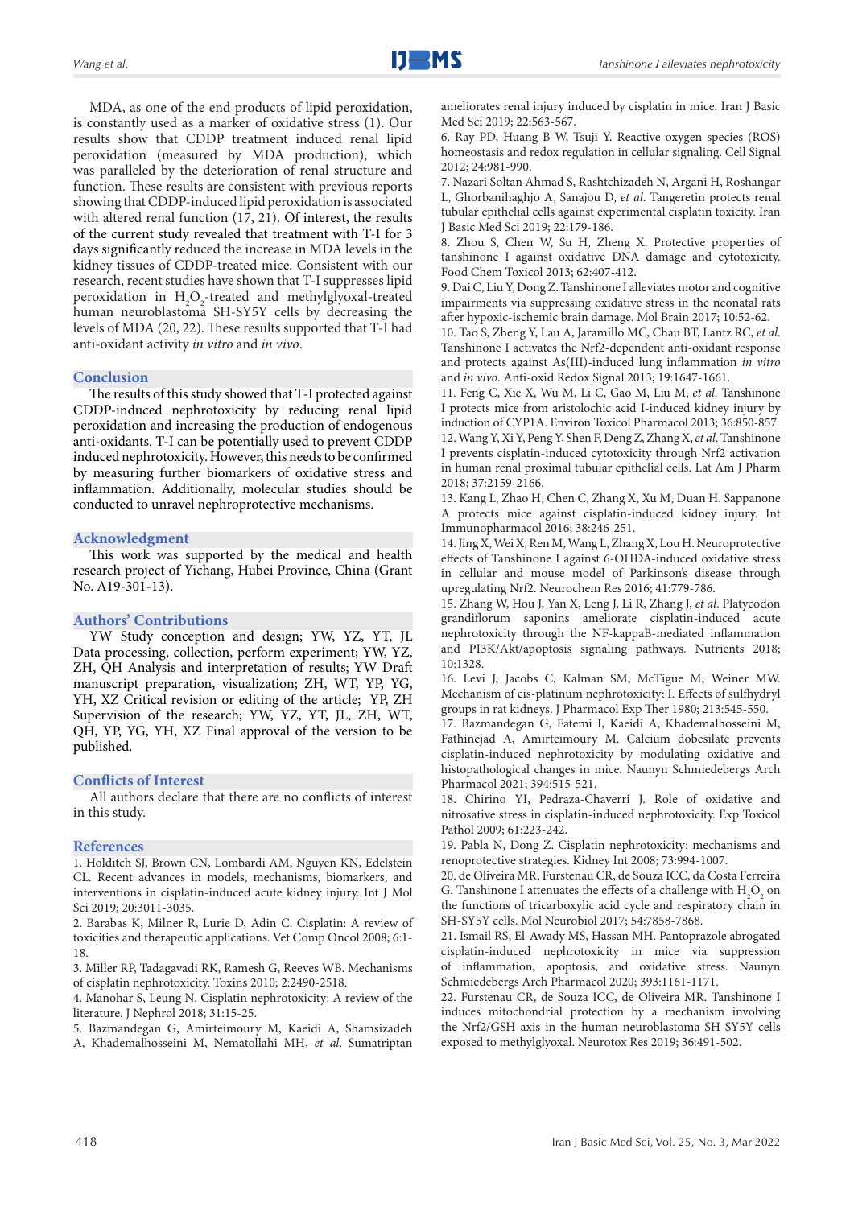MDA, as one of the end products of lipid peroxidation, is constantly used as a marker of oxidative stress (1). Our results show that CDDP treatment induced renal lipid peroxidation (measured by MDA production), which was paralleled by the deterioration of renal structure and function. These results are consistent with previous reports showing that CDDP-induced lipid peroxidation is associated with altered renal function (17, 21). Of interest, the results of the current study revealed that treatment with T-I for 3 days significantly reduced the increase in MDA levels in the kidney tissues of CDDP-treated mice. Consistent with our research, recent studies have shown that T-I suppresses lipid peroxidation in $H_2O_2$-treated and methylglyoxal-treated human neuroblastoma SH-SY5Y cells by decreasing the levels of MDA (20, 22). These results supported that T-I had anti-oxidant activity *in vitro* and *in vivo*.

## Conclusion

The results of this study showed that T-I protected against CDDP-induced nephrotoxicity by reducing renal lipid peroxidation and increasing the production of endogenous anti-oxidants. T-I can be potentially used to prevent CDDP induced nephrotoxicity. However, this needs to be confirmed by measuring further biomarkers of oxidative stress and inflammation. Additionally, molecular studies should be conducted to unravel nephroprotective mechanisms.

## Acknowledgment

This work was supported by the medical and health research project of Yichang, Hubei Province, China (Grant No. A19-301-13).

## Authors' Contributions

YW Study conception and design; YW, YZ, YT, JL Data processing, collection, perform experiment; YW, YZ, ZH, QH Analysis and interpretation of results; YW Draft manuscript preparation, visualization; ZH, WT, YP, YG, YH, XZ Critical revision or editing of the article; YP, ZH Supervision of the research; YW, YZ, YT, JL, ZH, WT, QH, YP, YG, YH, XZ Final approval of the version to be published.

## Conflicts of Interest

All authors declare that there are no conflicts of interest in this study.

## References

1. Holditch SJ, Brown CN, Lombardi AM, Nguyen KN, Edelstein CL. Recent advances in models, mechanisms, biomarkers, and interventions in cisplatin-induced acute kidney injury. Int J Mol Sci 2019; 20:3011-3035.
2. Barabas K, Milner R, Lurie D, Adin C. Cisplatin: A review of toxicities and therapeutic applications. Vet Comp Oncol 2008; 6:1-18.
3. Miller RP, Tadagavadi RK, Ramesh G, Reeves WB. Mechanisms of cisplatin nephrotoxicity. Toxins 2010; 2:2490-2518.
4. Manohar S, Leung N. Cisplatin nephrotoxicity: A review of the literature. J Nephrol 2018; 31:15-25.
5. Bazmandegan G, Amirteimoury M, Kaeidi A, Shamsizadeh A, Khademalhosseini M, Nematollahi MH, *et al.* Sumatriptan ameliorates renal injury induced by cisplatin in mice. Iran J Basic Med Sci 2019; 22:563-567.
6. Ray PD, Huang B-W, Tsuji Y. Reactive oxygen species (ROS) homeostasis and redox regulation in cellular signaling. Cell Signal 2012; 24:981-990.
7. Nazari Soltan Ahmad S, Rashtchizadeh N, Argani H, Roshangar L, Ghorbanihaghjo A, Sanajou D, *et al.* Tangeretin protects renal tubular epithelial cells against experimental cisplatin toxicity. Iran J Basic Med Sci 2019; 22:179-186.
8. Zhou S, Chen W, Su H, Zheng X. Protective properties of tanshinone I against oxidative DNA damage and cytotoxicity. Food Chem Toxicol 2013; 62:407-412.
9. Dai C, Liu Y, Dong Z. Tanshinone I alleviates motor and cognitive impairments via suppressing oxidative stress in the neonatal rats after hypoxic-ischemic brain damage. Mol Brain 2017; 10:52-62.
10. Tao S, Zheng Y, Lau A, Jaramillo MC, Chau BT, Lantz RC, *et al.* Tanshinone I activates the Nrf2-dependent anti-oxidant response and protects against As(III)-induced lung inflammation *in vitro* and *in vivo*. Anti-oxid Redox Signal 2013; 19:1647-1661.
11. Feng C, Xie X, Wu M, Li C, Gao M, Liu M, *et al.* Tanshinone I protects mice from aristolochic acid I-induced kidney injury by induction of CYP1A. Environ Toxicol Pharmacol 2013; 36:850-857.
12. Wang Y, Xi Y, Peng Y, Shen F, Deng Z, Zhang X, *et al.* Tanshinone I prevents cisplatin-induced cytotoxicity through Nrf2 activation in human renal proximal tubular epithelial cells. Lat Am J Pharm 2018; 37:2159-2166.
13. Kang L, Zhao H, Chen C, Zhang X, Xu M, Duan H. Sappanone A protects mice against cisplatin-induced kidney injury. Int Immunopharmacol 2016; 38:246-251.
14. Jing X, Wei X, Ren M, Wang L, Zhang X, Lou H. Neuroprotective effects of Tanshinone I against 6-OHDA-induced oxidative stress in cellular and mouse model of Parkinson's disease through upregulating Nrf2. Neurochem Res 2016; 41:779-786.
15. Zhang W, Hou J, Yan X, Leng J, Li R, Zhang J, *et al.* Platycodon grandiflorum saponins ameliorate cisplatin-induced acute nephrotoxicity through the NF-kappaB-mediated inflammation and PI3K/Akt/apoptosis signaling pathways. Nutrients 2018; 10:1328.
16. Levi J, Jacobs C, Kalman SM, McTigue M, Weiner MW. Mechanism of cis-platinum nephrotoxicity: I. Effects of sulfhydryl groups in rat kidneys. J Pharmacol Exp Ther 1980; 213:545-550.
17. Bazmandegan G, Fatemi I, Kaeidi A, Khademalhosseini M, Fathinejad A, Amirteimoury M. Calcium dobesilate prevents cisplatin-induced nephrotoxicity by modulating oxidative and histopathological changes in mice. Naunyn Schmiedebergs Arch Pharmacol 2021; 394:515-521.
18. Chirino YI, Pedraza-Chaverri J. Role of oxidative and nitrosative stress in cisplatin-induced nephrotoxicity. Exp Toxicol Pathol 2009; 61:223-242.
19. Pabla N, Dong Z. Cisplatin nephrotoxicity: mechanisms and renoprotective strategies. Kidney Int 2008; 73:994-1007.
20. de Oliveira MR, Furstenau CR, de Souza ICC, da Costa Ferreira G. Tanshinone I attenuates the effects of a challenge with $H_2O_2$ on the functions of tricarboxylic acid cycle and respiratory chain in SH-SY5Y cells. Mol Neurobiol 2017; 54:7858-7868.
21. Ismail RS, El-Awady MS, Hassan MH. Pantoprazole abrogated cisplatin-induced nephrotoxicity in mice via suppression of inflammation, apoptosis, and oxidative stress. Naunyn Schmiedebergs Arch Pharmacol 2020; 393:1161-1171.
22. Furstenau CR, de Souza ICC, de Oliveira MR. Tanshinone I induces mitochondrial protection by a mechanism involving the Nrf2/GSH axis in the human neuroblastoma SH-SY5Y cells exposed to methylglyoxal. Neurotox Res 2019; 36:491-502.